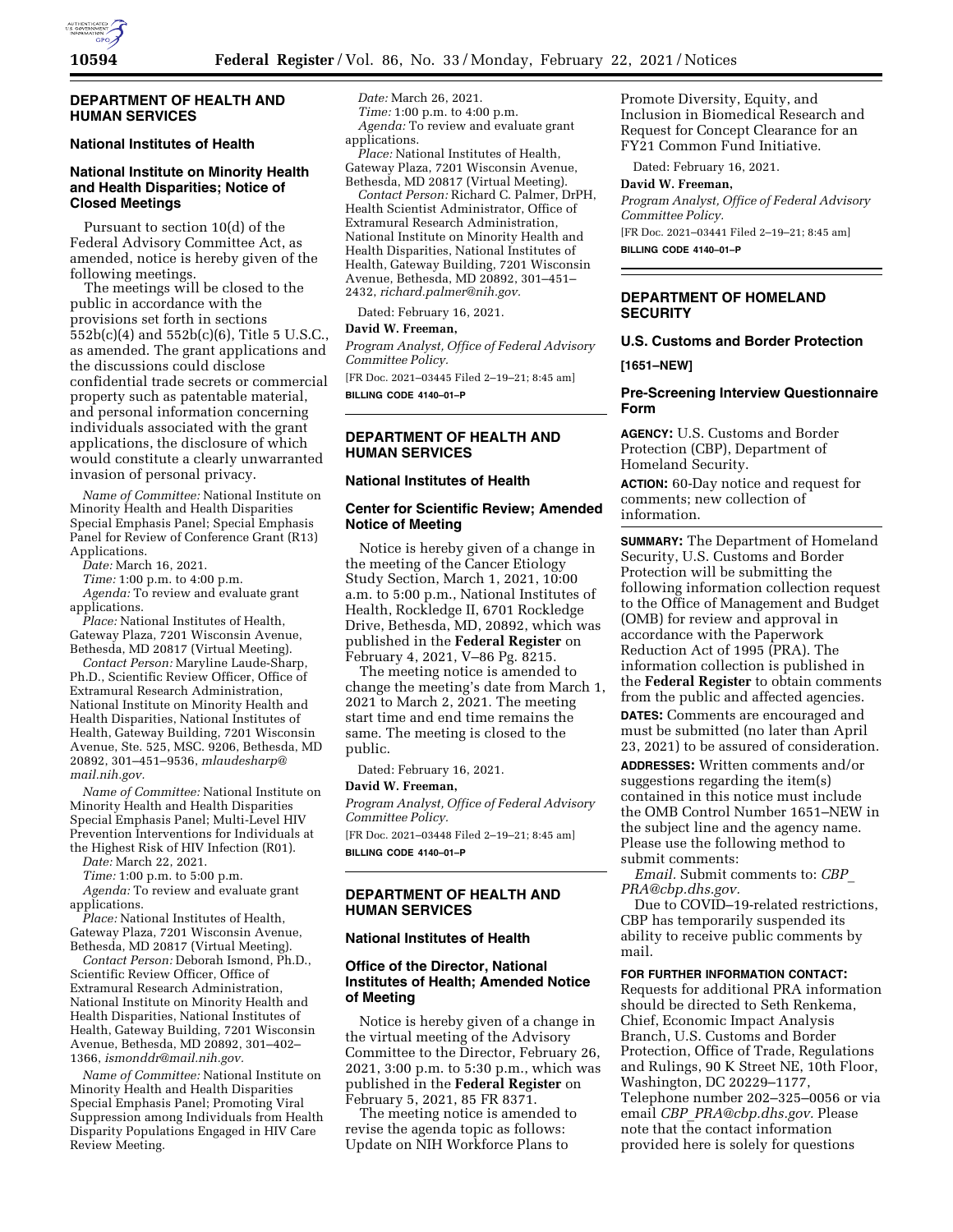## DEPARTMENT OF HEALTH AND HUMAN SERVICES

### National Institutes of Health

### National Institute on Minority Health and Health Disparities; Notice of Closed Meetings

Pursuant to section 10(d) of the Federal Advisory Committee Act, as amended, notice is hereby given of the following meetings.

The meetings will be closed to the public in accordance with the provisions set forth in sections 552b(c)(4) and 552b(c)(6), Title 5 U.S.C., as amended. The grant applications and the discussions could disclose confidential trade secrets or commercial property such as patentable material, and personal information concerning individuals associated with the grant applications, the disclosure of which would constitute a clearly unwarranted invasion of personal privacy.

*Name of Committee:* National Institute on Minority Health and Health Disparities Special Emphasis Panel; Special Emphasis Panel for Review of Conference Grant (R13) Applications.

*Date:* March 16, 2021.

*Time:* 1:00 p.m. to 4:00 p.m.

*Agenda:* To review and evaluate grant applications.

*Place:* National Institutes of Health, Gateway Plaza, 7201 Wisconsin Avenue, Bethesda, MD 20817 (Virtual Meeting).

*Contact Person:* Maryline Laude-Sharp, Ph.D., Scientific Review Officer, Office of Extramural Research Administration, National Institute on Minority Health and Health Disparities, National Institutes of Health, Gateway Building, 7201 Wisconsin Avenue, Ste. 525, MSC. 9206, Bethesda, MD 20892, 301–451–9536, *mlaudesharp@mail.nih.gov.*

*Name of Committee:* National Institute on Minority Health and Health Disparities Special Emphasis Panel; Multi-Level HIV Prevention Interventions for Individuals at the Highest Risk of HIV Infection (R01).

*Date:* March 22, 2021.

*Time:* 1:00 p.m. to 5:00 p.m.

*Agenda:* To review and evaluate grant applications.

*Place:* National Institutes of Health, Gateway Plaza, 7201 Wisconsin Avenue, Bethesda, MD 20817 (Virtual Meeting).

*Contact Person:* Deborah Ismond, Ph.D., Scientific Review Officer, Office of Extramural Research Administration, National Institute on Minority Health and Health Disparities, National Institutes of Health, Gateway Building, 7201 Wisconsin Avenue, Bethesda, MD 20892, 301–402–1366, *ismonddr@mail.nih.gov.*

*Name of Committee:* National Institute on Minority Health and Health Disparities Special Emphasis Panel; Promoting Viral Suppression among Individuals from Health Disparity Populations Engaged in HIV Care Review Meeting.

*Date:* March 26, 2021.

*Time:* 1:00 p.m. to 4:00 p.m.

*Agenda:* To review and evaluate grant applications.

*Place:* National Institutes of Health, Gateway Plaza, 7201 Wisconsin Avenue, Bethesda, MD 20817 (Virtual Meeting).

*Contact Person:* Richard C. Palmer, DrPH, Health Scientist Administrator, Office of Extramural Research Administration, National Institute on Minority Health and Health Disparities, National Institutes of Health, Gateway Building, 7201 Wisconsin Avenue, Bethesda, MD 20892, 301–451–2432, *richard.palmer@nih.gov.*

Dated: February 16, 2021.

**David W. Freeman,**

*Program Analyst, Office of Federal Advisory Committee Policy.*

[FR Doc. 2021–03445 Filed 2–19–21; 8:45 am]

**BILLING CODE 4140–01–P**

## DEPARTMENT OF HEALTH AND HUMAN SERVICES

### National Institutes of Health

### Center for Scientific Review; Amended Notice of Meeting

Notice is hereby given of a change in the meeting of the Cancer Etiology Study Section, March 1, 2021, 10:00 a.m. to 5:00 p.m., National Institutes of Health, Rockledge II, 6701 Rockledge Drive, Bethesda, MD, 20892, which was published in the **Federal Register** on February 4, 2021, V–86 Pg. 8215.

The meeting notice is amended to change the meeting's date from March 1, 2021 to March 2, 2021. The meeting start time and end time remains the same. The meeting is closed to the public.

Dated: February 16, 2021.

**David W. Freeman,**

*Program Analyst, Office of Federal Advisory Committee Policy.*

[FR Doc. 2021–03448 Filed 2–19–21; 8:45 am]

**BILLING CODE 4140–01–P**

## DEPARTMENT OF HEALTH AND HUMAN SERVICES

### National Institutes of Health

### Office of the Director, National Institutes of Health; Amended Notice of Meeting

Notice is hereby given of a change in the virtual meeting of the Advisory Committee to the Director, February 26, 2021, 3:00 p.m. to 5:30 p.m., which was published in the **Federal Register** on February 5, 2021, 85 FR 8371.

The meeting notice is amended to revise the agenda topic as follows: Update on NIH Workforce Plans to Promote Diversity, Equity, and Inclusion in Biomedical Research and Request for Concept Clearance for an FY21 Common Fund Initiative.

Dated: February 16, 2021.

**David W. Freeman,**

*Program Analyst, Office of Federal Advisory Committee Policy.*

[FR Doc. 2021–03441 Filed 2–19–21; 8:45 am]

**BILLING CODE 4140–01–P**

## DEPARTMENT OF HOMELAND SECURITY

### U.S. Customs and Border Protection

**[1651–NEW]**

### Pre-Screening Interview Questionnaire Form

**AGENCY:** U.S. Customs and Border Protection (CBP), Department of Homeland Security.

**ACTION:** 60-Day notice and request for comments; new collection of information.

**SUMMARY:** The Department of Homeland Security, U.S. Customs and Border Protection will be submitting the following information collection request to the Office of Management and Budget (OMB) for review and approval in accordance with the Paperwork Reduction Act of 1995 (PRA). The information collection is published in the **Federal Register** to obtain comments from the public and affected agencies.

**DATES:** Comments are encouraged and must be submitted (no later than April 23, 2021) to be assured of consideration.

**ADDRESSES:** Written comments and/or suggestions regarding the item(s) contained in this notice must include the OMB Control Number 1651–NEW in the subject line and the agency name. Please use the following method to submit comments:

*Email.* Submit comments to: *CBP_PRA@cbp.dhs.gov.*

Due to COVID–19-related restrictions, CBP has temporarily suspended its ability to receive public comments by mail.

**FOR FURTHER INFORMATION CONTACT:** Requests for additional PRA information should be directed to Seth Renkema, Chief, Economic Impact Analysis Branch, U.S. Customs and Border Protection, Office of Trade, Regulations and Rulings, 90 K Street NE, 10th Floor, Washington, DC 20229–1177, Telephone number 202–325–0056 or via email *CBP_PRA@cbp.dhs.gov.* Please note that the contact information provided here is solely for questions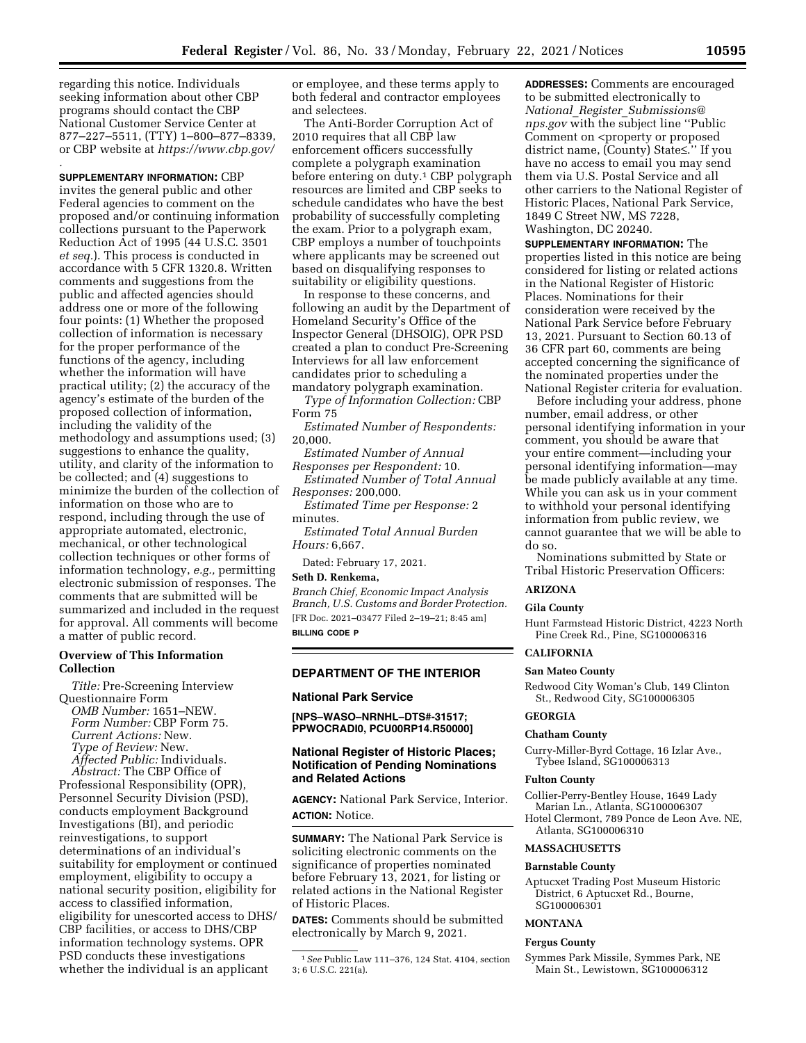regarding this notice. Individuals seeking information about other CBP programs should contact the CBP National Customer Service Center at 877–227–5511, (TTY) 1–800–877–8339, or CBP website at *https://www.cbp.gov/*.

**SUPPLEMENTARY INFORMATION:** CBP invites the general public and other Federal agencies to comment on the proposed and/or continuing information collections pursuant to the Paperwork Reduction Act of 1995 (44 U.S.C. 3501 *et seq*.). This process is conducted in accordance with 5 CFR 1320.8. Written comments and suggestions from the public and affected agencies should address one or more of the following four points: (1) Whether the proposed collection of information is necessary for the proper performance of the functions of the agency, including whether the information will have practical utility; (2) the accuracy of the agency's estimate of the burden of the proposed collection of information, including the validity of the methodology and assumptions used; (3) suggestions to enhance the quality, utility, and clarity of the information to be collected; and (4) suggestions to minimize the burden of the collection of information on those who are to respond, including through the use of appropriate automated, electronic, mechanical, or other technological collection techniques or other forms of information technology, *e.g.*, permitting electronic submission of responses. The comments that are submitted will be summarized and included in the request for approval. All comments will become a matter of public record.

### Overview of This Information Collection

*Title:* Pre-Screening Interview Questionnaire Form

*OMB Number:* 1651–NEW.

*Form Number:* CBP Form 75.

*Current Actions:* New.

*Type of Review:* New.

*Affected Public:* Individuals.

*Abstract:* The CBP Office of Professional Responsibility (OPR), Personnel Security Division (PSD), conducts employment Background Investigations (BI), and periodic reinvestigations, to support determinations of an individual's suitability for employment or continued employment, eligibility to occupy a national security position, eligibility for access to classified information, eligibility for unescorted access to DHS/CBP facilities, or access to DHS/CBP information technology systems. OPR PSD conducts these investigations whether the individual is an applicant or employee, and these terms apply to both federal and contractor employees and selectees.

The Anti-Border Corruption Act of 2010 requires that all CBP law enforcement officers successfully complete a polygraph examination before entering on duty.[1] CBP polygraph resources are limited and CBP seeks to schedule candidates who have the best probability of successfully completing the exam. Prior to a polygraph exam, CBP employs a number of touchpoints where applicants may be screened out based on disqualifying responses to suitability or eligibility questions.

In response to these concerns, and following an audit by the Department of Homeland Security's Office of the Inspector General (DHSOIG), OPR PSD created a plan to conduct Pre-Screening Interviews for all law enforcement candidates prior to scheduling a mandatory polygraph examination.

*Type of Information Collection:* CBP Form 75

*Estimated Number of Respondents:* 20,000.

*Estimated Number of Annual Responses per Respondent:* 10.

*Estimated Number of Total Annual Responses:* 200,000.

*Estimated Time per Response:* 2 minutes.

*Estimated Total Annual Burden Hours:* 6,667.

Dated: February 17, 2021.

**Seth D. Renkema,**

*Branch Chief, Economic Impact Analysis Branch, U.S. Customs and Border Protection.*

[FR Doc. 2021–03477 Filed 2–19–21; 8:45 am]

**BILLING CODE P**

[1] *See* Public Law 111–376, 124 Stat. 4104, section 3; 6 U.S.C. 221(a).

## DEPARTMENT OF THE INTERIOR

### National Park Service

**[NPS–WASO–NRNHL–DTS#-31517; PPWOCRADI0, PCU00RP14.R50000]**

### National Register of Historic Places; Notification of Pending Nominations and Related Actions

**AGENCY:** National Park Service, Interior.

**ACTION:** Notice.

**SUMMARY:** The National Park Service is soliciting electronic comments on the significance of properties nominated before February 13, 2021, for listing or related actions in the National Register of Historic Places.

**DATES:** Comments should be submitted electronically by March 9, 2021.

**ADDRESSES:** Comments are encouraged to be submitted electronically to *National_Register_Submissions@nps.gov* with the subject line ''Public Comment on <property or proposed district name, (County) State≤.'' If you have no access to email you may send them via U.S. Postal Service and all other carriers to the National Register of Historic Places, National Park Service, 1849 C Street NW, MS 7228, Washington, DC 20240.

**SUPPLEMENTARY INFORMATION:** The properties listed in this notice are being considered for listing or related actions in the National Register of Historic Places. Nominations for their consideration were received by the National Park Service before February 13, 2021. Pursuant to Section 60.13 of 36 CFR part 60, comments are being accepted concerning the significance of the nominated properties under the National Register criteria for evaluation.

Before including your address, phone number, email address, or other personal identifying information in your comment, you should be aware that your entire comment—including your personal identifying information—may be made publicly available at any time. While you can ask us in your comment to withhold your personal identifying information from public review, we cannot guarantee that we will be able to do so.

Nominations submitted by State or Tribal Historic Preservation Officers:

**ARIZONA**

**Gila County**

Hunt Farmstead Historic District, 4223 North Pine Creek Rd., Pine, SG100006316

**CALIFORNIA**

**San Mateo County**

Redwood City Woman's Club, 149 Clinton St., Redwood City, SG100006305

**GEORGIA**

**Chatham County**

Curry-Miller-Byrd Cottage, 16 Izlar Ave., Tybee Island, SG100006313

**Fulton County**

Collier-Perry-Bentley House, 1649 Lady Marian Ln., Atlanta, SG100006307

Hotel Clermont, 789 Ponce de Leon Ave. NE, Atlanta, SG100006310

**MASSACHUSETTS**

**Barnstable County**

Aptucxet Trading Post Museum Historic District, 6 Aptucxet Rd., Bourne, SG100006301

**MONTANA**

**Fergus County**

Symmes Park Missile, Symmes Park, NE Main St., Lewistown, SG100006312